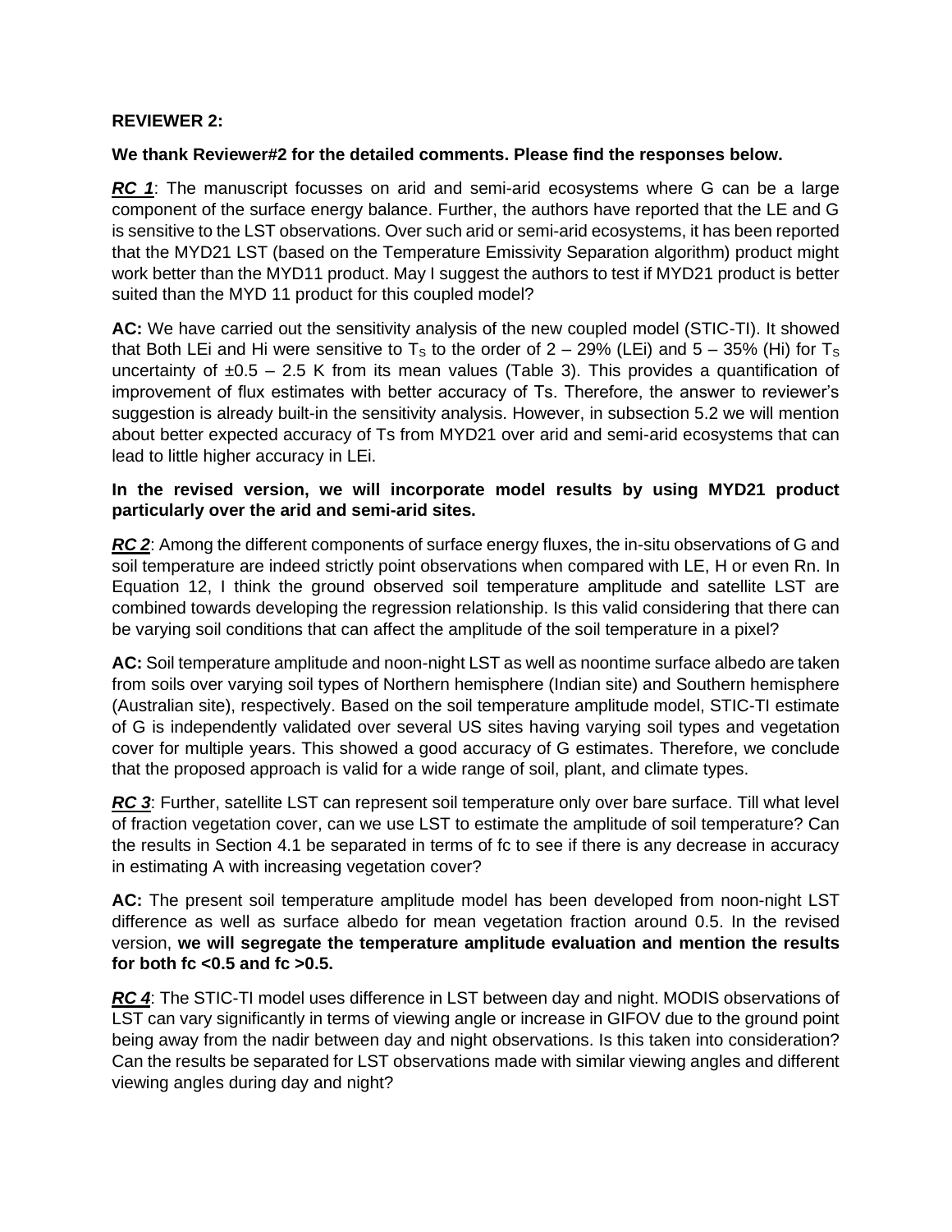**REVIEWER 2:**

**We thank Reviewer#2 for the detailed comments. Please find the responses below.**

***RC 1***: The manuscript focusses on arid and semi-arid ecosystems where G can be a large component of the surface energy balance. Further, the authors have reported that the LE and G is sensitive to the LST observations. Over such arid or semi-arid ecosystems, it has been reported that the MYD21 LST (based on the Temperature Emissivity Separation algorithm) product might work better than the MYD11 product. May I suggest the authors to test if MYD21 product is better suited than the MYD 11 product for this coupled model?

**AC:** We have carried out the sensitivity analysis of the new coupled model (STIC-TI). It showed that Both LEi and Hi were sensitive to $T_S$ to the order of 2 – 29% (LEi) and 5 – 35% (Hi) for $T_S$ uncertainty of ±0.5 – 2.5 K from its mean values (Table 3). This provides a quantification of improvement of flux estimates with better accuracy of Ts. Therefore, the answer to reviewer's suggestion is already built-in the sensitivity analysis. However, in subsection 5.2 we will mention about better expected accuracy of Ts from MYD21 over arid and semi-arid ecosystems that can lead to little higher accuracy in LEi.

**In the revised version, we will incorporate model results by using MYD21 product particularly over the arid and semi-arid sites.**

***RC 2***: Among the different components of surface energy fluxes, the in-situ observations of G and soil temperature are indeed strictly point observations when compared with LE, H or even Rn. In Equation 12, I think the ground observed soil temperature amplitude and satellite LST are combined towards developing the regression relationship. Is this valid considering that there can be varying soil conditions that can affect the amplitude of the soil temperature in a pixel?

**AC:** Soil temperature amplitude and noon-night LST as well as noontime surface albedo are taken from soils over varying soil types of Northern hemisphere (Indian site) and Southern hemisphere (Australian site), respectively. Based on the soil temperature amplitude model, STIC-TI estimate of G is independently validated over several US sites having varying soil types and vegetation cover for multiple years. This showed a good accuracy of G estimates. Therefore, we conclude that the proposed approach is valid for a wide range of soil, plant, and climate types.

***RC 3***: Further, satellite LST can represent soil temperature only over bare surface. Till what level of fraction vegetation cover, can we use LST to estimate the amplitude of soil temperature? Can the results in Section 4.1 be separated in terms of fc to see if there is any decrease in accuracy in estimating A with increasing vegetation cover?

**AC:** The present soil temperature amplitude model has been developed from noon-night LST difference as well as surface albedo for mean vegetation fraction around 0.5. In the revised version, **we will segregate the temperature amplitude evaluation and mention the results for both fc <0.5 and fc >0.5.**

***RC 4***: The STIC-TI model uses difference in LST between day and night. MODIS observations of LST can vary significantly in terms of viewing angle or increase in GIFOV due to the ground point being away from the nadir between day and night observations. Is this taken into consideration? Can the results be separated for LST observations made with similar viewing angles and different viewing angles during day and night?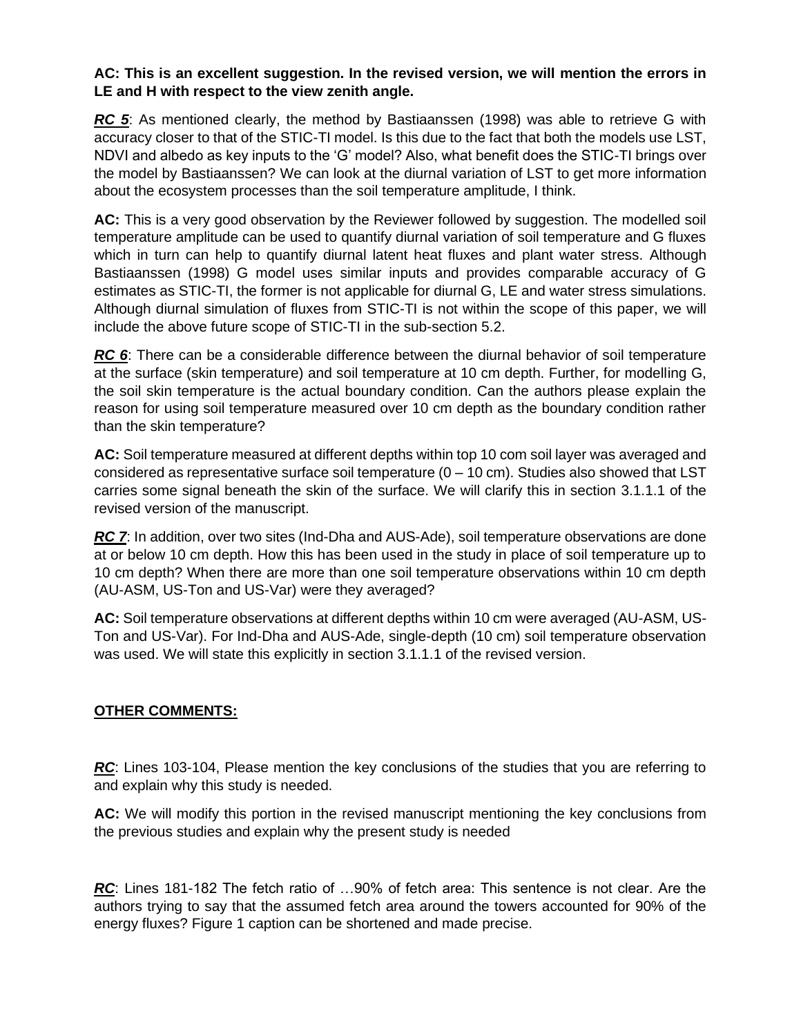**AC: This is an excellent suggestion. In the revised version, we will mention the errors in LE and H with respect to the view zenith angle.**

***RC 5***: As mentioned clearly, the method by Bastiaanssen (1998) was able to retrieve G with accuracy closer to that of the STIC-TI model. Is this due to the fact that both the models use LST, NDVI and albedo as key inputs to the 'G' model? Also, what benefit does the STIC-TI brings over the model by Bastiaanssen? We can look at the diurnal variation of LST to get more information about the ecosystem processes than the soil temperature amplitude, I think.

**AC:** This is a very good observation by the Reviewer followed by suggestion. The modelled soil temperature amplitude can be used to quantify diurnal variation of soil temperature and G fluxes which in turn can help to quantify diurnal latent heat fluxes and plant water stress. Although Bastiaanssen (1998) G model uses similar inputs and provides comparable accuracy of G estimates as STIC-TI, the former is not applicable for diurnal G, LE and water stress simulations. Although diurnal simulation of fluxes from STIC-TI is not within the scope of this paper, we will include the above future scope of STIC-TI in the sub-section 5.2.

***RC 6***: There can be a considerable difference between the diurnal behavior of soil temperature at the surface (skin temperature) and soil temperature at 10 cm depth. Further, for modelling G, the soil skin temperature is the actual boundary condition. Can the authors please explain the reason for using soil temperature measured over 10 cm depth as the boundary condition rather than the skin temperature?

**AC:** Soil temperature measured at different depths within top 10 com soil layer was averaged and considered as representative surface soil temperature (0 – 10 cm). Studies also showed that LST carries some signal beneath the skin of the surface. We will clarify this in section 3.1.1.1 of the revised version of the manuscript.

***RC 7***: In addition, over two sites (Ind-Dha and AUS-Ade), soil temperature observations are done at or below 10 cm depth. How this has been used in the study in place of soil temperature up to 10 cm depth? When there are more than one soil temperature observations within 10 cm depth (AU-ASM, US-Ton and US-Var) were they averaged?

**AC:** Soil temperature observations at different depths within 10 cm were averaged (AU-ASM, US-Ton and US-Var). For Ind-Dha and AUS-Ade, single-depth (10 cm) soil temperature observation was used. We will state this explicitly in section 3.1.1.1 of the revised version.

**OTHER COMMENTS:**

***RC***: Lines 103-104, Please mention the key conclusions of the studies that you are referring to and explain why this study is needed.

**AC:** We will modify this portion in the revised manuscript mentioning the key conclusions from the previous studies and explain why the present study is needed

***RC***: Lines 181-182 The fetch ratio of …90% of fetch area: This sentence is not clear. Are the authors trying to say that the assumed fetch area around the towers accounted for 90% of the energy fluxes? Figure 1 caption can be shortened and made precise.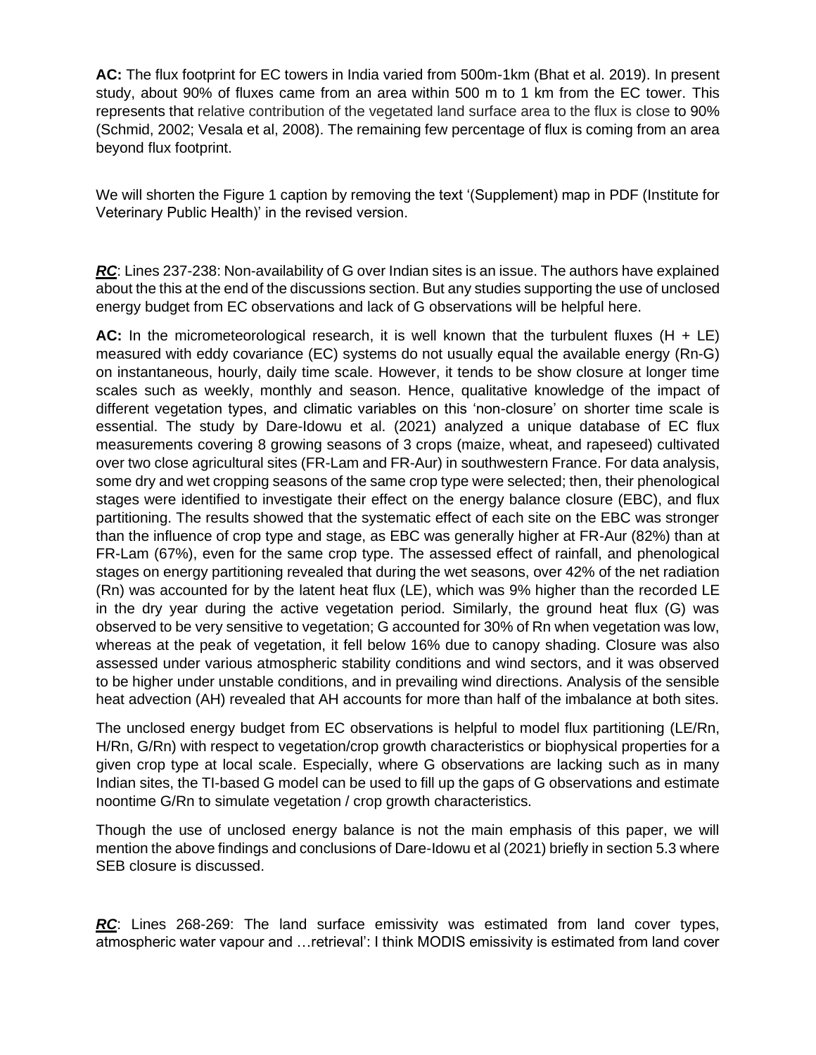**AC:** The flux footprint for EC towers in India varied from 500m-1km (Bhat et al. 2019). In present study, about 90% of fluxes came from an area within 500 m to 1 km from the EC tower. This represents that relative contribution of the vegetated land surface area to the flux is close to 90% (Schmid, 2002; Vesala et al, 2008). The remaining few percentage of flux is coming from an area beyond flux footprint.

We will shorten the Figure 1 caption by removing the text '(Supplement) map in PDF (Institute for Veterinary Public Health)' in the revised version.

***RC***: Lines 237-238: Non-availability of G over Indian sites is an issue. The authors have explained about the this at the end of the discussions section. But any studies supporting the use of unclosed energy budget from EC observations and lack of G observations will be helpful here.

**AC:** In the micrometeorological research, it is well known that the turbulent fluxes (H + LE) measured with eddy covariance (EC) systems do not usually equal the available energy (Rn-G) on instantaneous, hourly, daily time scale. However, it tends to be show closure at longer time scales such as weekly, monthly and season. Hence, qualitative knowledge of the impact of different vegetation types, and climatic variables on this 'non-closure' on shorter time scale is essential. The study by Dare-Idowu et al. (2021) analyzed a unique database of EC flux measurements covering 8 growing seasons of 3 crops (maize, wheat, and rapeseed) cultivated over two close agricultural sites (FR-Lam and FR-Aur) in southwestern France. For data analysis, some dry and wet cropping seasons of the same crop type were selected; then, their phenological stages were identified to investigate their effect on the energy balance closure (EBC), and flux partitioning. The results showed that the systematic effect of each site on the EBC was stronger than the influence of crop type and stage, as EBC was generally higher at FR-Aur (82%) than at FR-Lam (67%), even for the same crop type. The assessed effect of rainfall, and phenological stages on energy partitioning revealed that during the wet seasons, over 42% of the net radiation (Rn) was accounted for by the latent heat flux (LE), which was 9% higher than the recorded LE in the dry year during the active vegetation period. Similarly, the ground heat flux (G) was observed to be very sensitive to vegetation; G accounted for 30% of Rn when vegetation was low, whereas at the peak of vegetation, it fell below 16% due to canopy shading. Closure was also assessed under various atmospheric stability conditions and wind sectors, and it was observed to be higher under unstable conditions, and in prevailing wind directions. Analysis of the sensible heat advection (AH) revealed that AH accounts for more than half of the imbalance at both sites.

The unclosed energy budget from EC observations is helpful to model flux partitioning (LE/Rn, H/Rn, G/Rn) with respect to vegetation/crop growth characteristics or biophysical properties for a given crop type at local scale. Especially, where G observations are lacking such as in many Indian sites, the TI-based G model can be used to fill up the gaps of G observations and estimate noontime G/Rn to simulate vegetation / crop growth characteristics.

Though the use of unclosed energy balance is not the main emphasis of this paper, we will mention the above findings and conclusions of Dare-Idowu et al (2021) briefly in section 5.3 where SEB closure is discussed.

***RC***: Lines 268-269: The land surface emissivity was estimated from land cover types, atmospheric water vapour and …retrieval': I think MODIS emissivity is estimated from land cover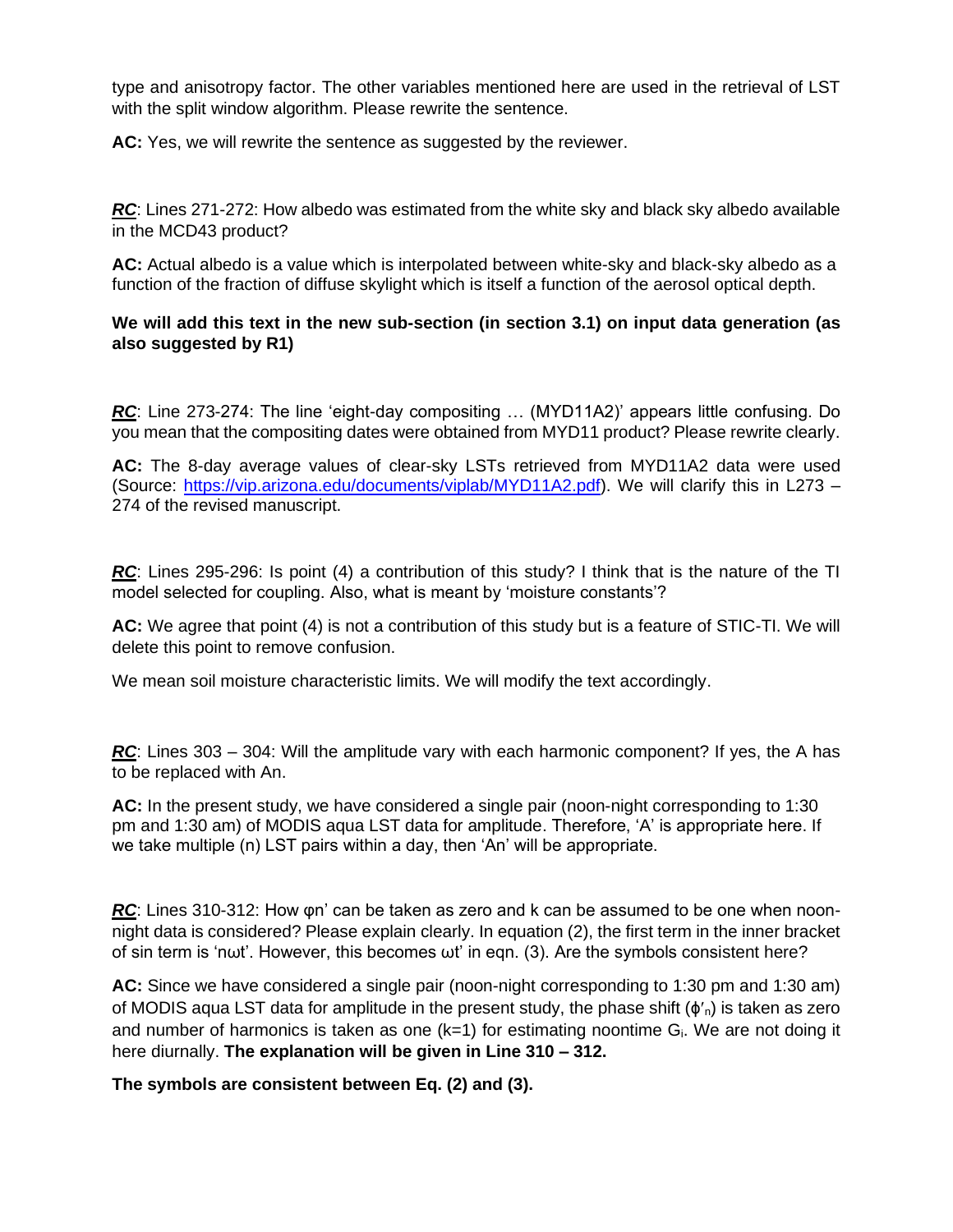type and anisotropy factor. The other variables mentioned here are used in the retrieval of LST with the split window algorithm. Please rewrite the sentence.

**AC:** Yes, we will rewrite the sentence as suggested by the reviewer.

***RC***: Lines 271-272: How albedo was estimated from the white sky and black sky albedo available in the MCD43 product?

**AC:** Actual albedo is a value which is interpolated between white-sky and black-sky albedo as a function of the fraction of diffuse skylight which is itself a function of the aerosol optical depth.

**We will add this text in the new sub-section (in section 3.1) on input data generation (as also suggested by R1)**

***RC***: Line 273-274: The line 'eight-day compositing … (MYD11A2)' appears little confusing. Do you mean that the compositing dates were obtained from MYD11 product? Please rewrite clearly.

**AC:** The 8-day average values of clear-sky LSTs retrieved from MYD11A2 data were used (Source: https://vip.arizona.edu/documents/viplab/MYD11A2.pdf). We will clarify this in L273 – 274 of the revised manuscript.

***RC***: Lines 295-296: Is point (4) a contribution of this study? I think that is the nature of the TI model selected for coupling. Also, what is meant by 'moisture constants'?

**AC:** We agree that point (4) is not a contribution of this study but is a feature of STIC-TI. We will delete this point to remove confusion.

We mean soil moisture characteristic limits. We will modify the text accordingly.

***RC***: Lines 303 – 304: Will the amplitude vary with each harmonic component? If yes, the A has to be replaced with An.

**AC:** In the present study, we have considered a single pair (noon-night corresponding to 1:30 pm and 1:30 am) of MODIS aqua LST data for amplitude. Therefore, 'A' is appropriate here. If we take multiple (n) LST pairs within a day, then 'An' will be appropriate.

***RC***: Lines 310-312: How φn' can be taken as zero and k can be assumed to be one when noon-night data is considered? Please explain clearly. In equation (2), the first term in the inner bracket of sin term is 'nωt'. However, this becomes ωt' in eqn. (3). Are the symbols consistent here?

**AC:** Since we have considered a single pair (noon-night corresponding to 1:30 pm and 1:30 am) of MODIS aqua LST data for amplitude in the present study, the phase shift ($\phi'_n$) is taken as zero and number of harmonics is taken as one (k=1) for estimating noontime $G_i$. We are not doing it here diurnally. **The explanation will be given in Line 310 – 312.**

**The symbols are consistent between Eq. (2) and (3).**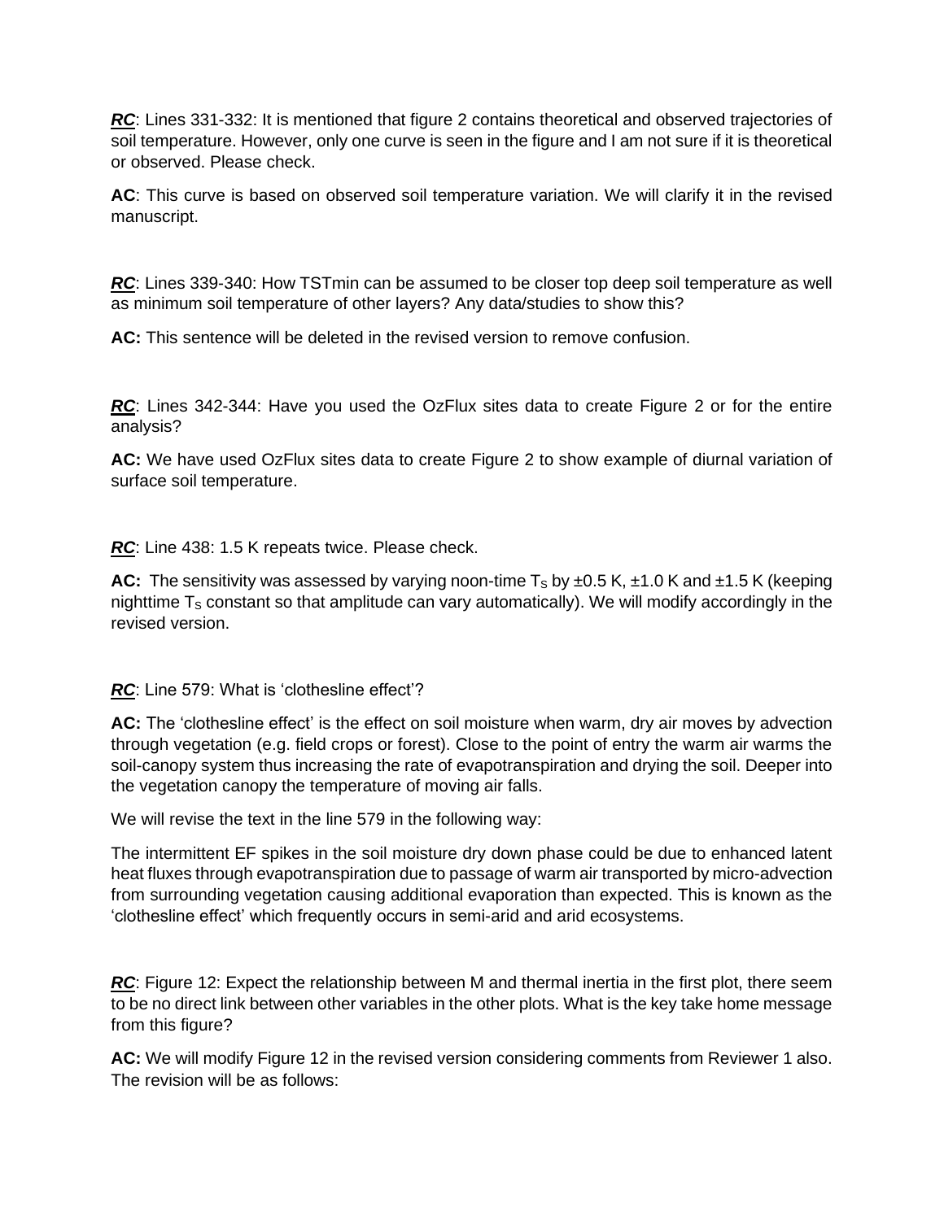***RC***: Lines 331-332: It is mentioned that figure 2 contains theoretical and observed trajectories of soil temperature. However, only one curve is seen in the figure and I am not sure if it is theoretical or observed. Please check.

**AC**: This curve is based on observed soil temperature variation. We will clarify it in the revised manuscript.

***RC***: Lines 339-340: How TSTmin can be assumed to be closer top deep soil temperature as well as minimum soil temperature of other layers? Any data/studies to show this?

**AC:** This sentence will be deleted in the revised version to remove confusion.

***RC***: Lines 342-344: Have you used the OzFlux sites data to create Figure 2 or for the entire analysis?

**AC:** We have used OzFlux sites data to create Figure 2 to show example of diurnal variation of surface soil temperature.

***RC***: Line 438: 1.5 K repeats twice. Please check.

**AC:** The sensitivity was assessed by varying noon-time $T_S$ by ±0.5 K, ±1.0 K and ±1.5 K (keeping nighttime $T_S$ constant so that amplitude can vary automatically). We will modify accordingly in the revised version.

***RC***: Line 579: What is 'clothesline effect'?

**AC:** The 'clothesline effect' is the effect on soil moisture when warm, dry air moves by advection through vegetation (e.g. field crops or forest). Close to the point of entry the warm air warms the soil-canopy system thus increasing the rate of evapotranspiration and drying the soil. Deeper into the vegetation canopy the temperature of moving air falls.

We will revise the text in the line 579 in the following way:

The intermittent EF spikes in the soil moisture dry down phase could be due to enhanced latent heat fluxes through evapotranspiration due to passage of warm air transported by micro-advection from surrounding vegetation causing additional evaporation than expected. This is known as the 'clothesline effect' which frequently occurs in semi-arid and arid ecosystems.

***RC***: Figure 12: Expect the relationship between M and thermal inertia in the first plot, there seem to be no direct link between other variables in the other plots. What is the key take home message from this figure?

**AC:** We will modify Figure 12 in the revised version considering comments from Reviewer 1 also. The revision will be as follows: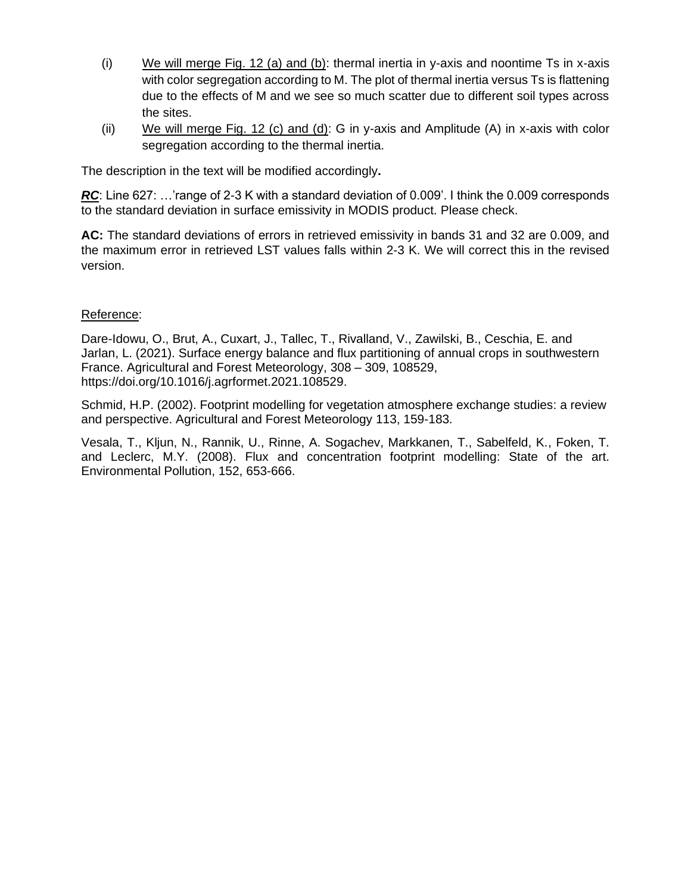(i) We will merge Fig. 12 (a) and (b): thermal inertia in y-axis and noontime Ts in x-axis with color segregation according to M. The plot of thermal inertia versus Ts is flattening due to the effects of M and we see so much scatter due to different soil types across the sites.

(ii) We will merge Fig. 12 (c) and (d): G in y-axis and Amplitude (A) in x-axis with color segregation according to the thermal inertia.

The description in the text will be modified accordingly**.**

***RC***: Line 627: …'range of 2-3 K with a standard deviation of 0.009'. I think the 0.009 corresponds to the standard deviation in surface emissivity in MODIS product. Please check.

**AC:** The standard deviations of errors in retrieved emissivity in bands 31 and 32 are 0.009, and the maximum error in retrieved LST values falls within 2-3 K. We will correct this in the revised version.

Reference:

Dare-Idowu, O., Brut, A., Cuxart, J., Tallec, T., Rivalland, V., Zawilski, B., Ceschia, E. and Jarlan, L. (2021). Surface energy balance and flux partitioning of annual crops in southwestern France. Agricultural and Forest Meteorology, 308 – 309, 108529, https://doi.org/10.1016/j.agrformet.2021.108529.

Schmid, H.P. (2002). Footprint modelling for vegetation atmosphere exchange studies: a review and perspective. Agricultural and Forest Meteorology 113, 159-183.

Vesala, T., Kljun, N., Rannik, U., Rinne, A. Sogachev, Markkanen, T., Sabelfeld, K., Foken, T. and Leclerc, M.Y. (2008). Flux and concentration footprint modelling: State of the art. Environmental Pollution, 152, 653-666.